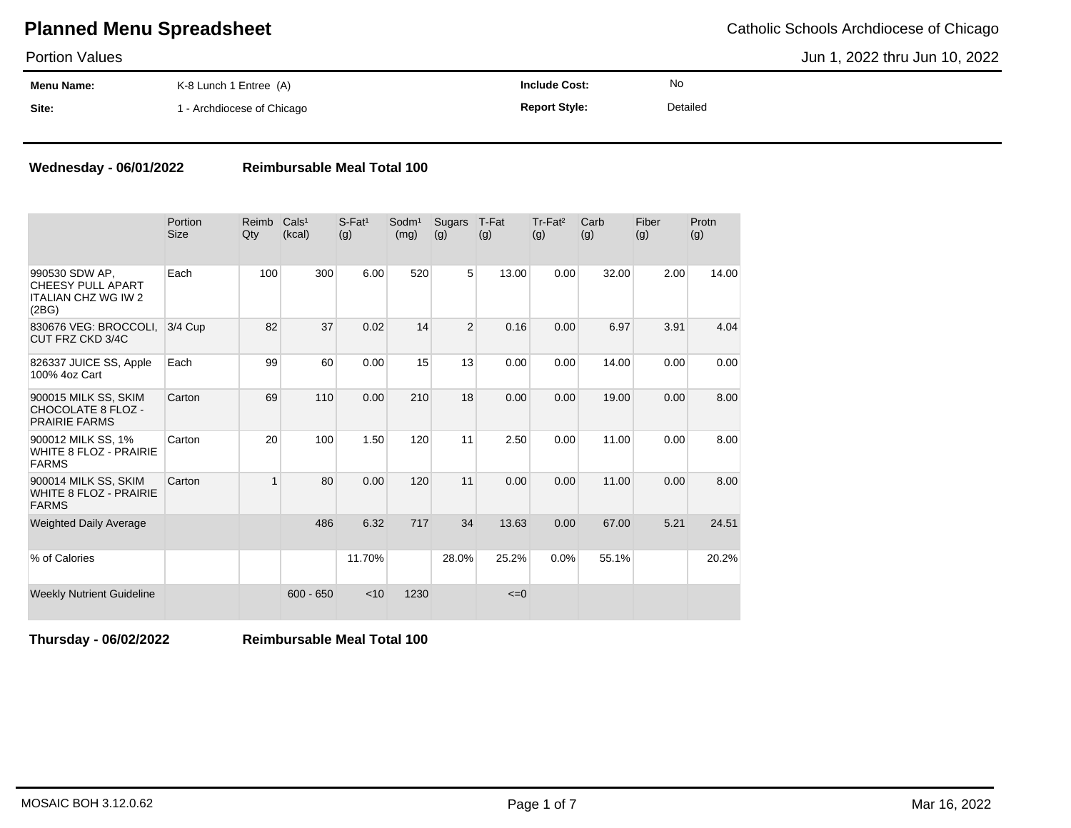# Planned Menu Spreadsheet

Catholic Schools Archdiocese of Chicago

Portion Values

Jun 1, 2022 thru Jun 10, 2022

| | | | |
|---|---|---|---|
| **Menu Name:** | K-8 Lunch 1 Entree (A) | **Include Cost:** | No |
| **Site:** | 1 - Archdiocese of Chicago | **Report Style:** | Detailed |

**Wednesday - 06/01/2022** **Reimbursable Meal Total 100**

| | Portion Size | Reimb Qty | Cals¹ (kcal) | S-Fat¹ (g) | Sodm¹ (mg) | Sugars (g) | T-Fat (g) | Tr-Fat² (g) | Carb (g) | Fiber (g) | Protn (g) |
|---|---|---|---|---|---|---|---|---|---|---|---|
| 990530 SDW AP, CHEESY PULL APART ITALIAN CHZ WG IW 2 (2BG) | Each | 100 | 300 | 6.00 | 520 | 5 | 13.00 | 0.00 | 32.00 | 2.00 | 14.00 |
| 830676 VEG: BROCCOLI, CUT FRZ CKD 3/4C | 3/4 Cup | 82 | 37 | 0.02 | 14 | 2 | 0.16 | 0.00 | 6.97 | 3.91 | 4.04 |
| 826337 JUICE SS, Apple 100% 4oz Cart | Each | 99 | 60 | 0.00 | 15 | 13 | 0.00 | 0.00 | 14.00 | 0.00 | 0.00 |
| 900015 MILK SS, SKIM CHOCOLATE 8 FLOZ - PRAIRIE FARMS | Carton | 69 | 110 | 0.00 | 210 | 18 | 0.00 | 0.00 | 19.00 | 0.00 | 8.00 |
| 900012 MILK SS, 1% WHITE 8 FLOZ - PRAIRIE FARMS | Carton | 20 | 100 | 1.50 | 120 | 11 | 2.50 | 0.00 | 11.00 | 0.00 | 8.00 |
| 900014 MILK SS, SKIM WHITE 8 FLOZ - PRAIRIE FARMS | Carton | 1 | 80 | 0.00 | 120 | 11 | 0.00 | 0.00 | 11.00 | 0.00 | 8.00 |
| Weighted Daily Average | | | 486 | 6.32 | 717 | 34 | 13.63 | 0.00 | 67.00 | 5.21 | 24.51 |
| % of Calories | | | | 11.70% | | 28.0% | 25.2% | 0.0% | 55.1% | | 20.2% |
| Weekly Nutrient Guideline | | | 600 - 650 | <10 | 1230 | | <=0 | | | | |

**Thursday - 06/02/2022** **Reimbursable Meal Total 100**

MOSAIC BOH 3.12.0.62

Mar 16, 2022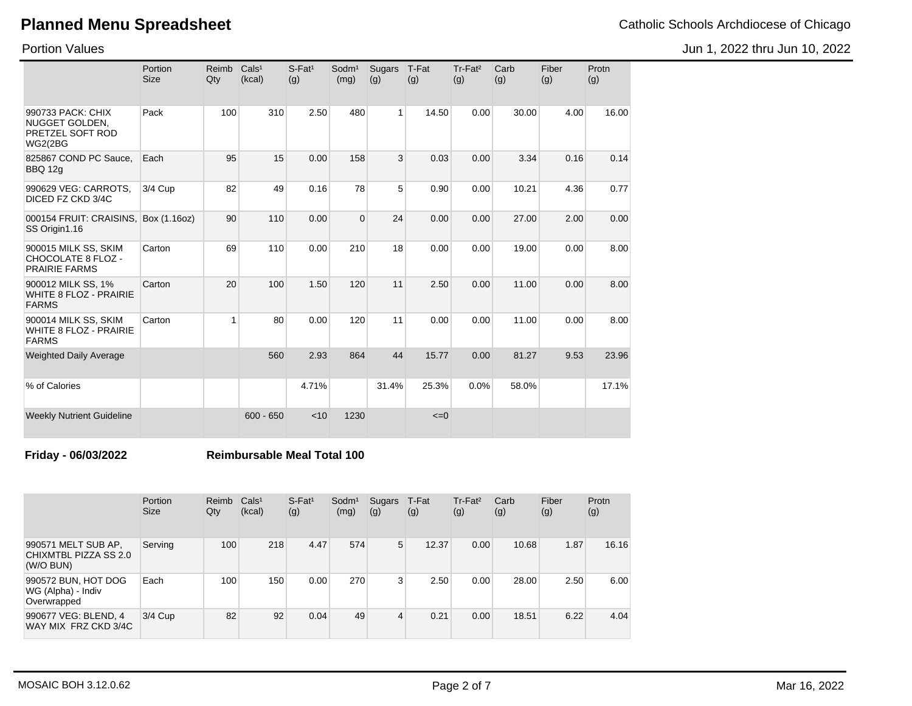# Planned Menu Spreadsheet

Catholic Schools Archdiocese of Chicago

Portion Values

Jun 1, 2022 thru Jun 10, 2022

| | Portion Size | Reimb Qty | Cals[1] (kcal) | S-Fat[1] (g) | Sodm[1] (mg) | Sugars (g) | T-Fat (g) | Tr-Fat[2] (g) | Carb (g) | Fiber (g) | Protn (g) |
|---|---|---|---|---|---|---|---|---|---|---|---|
| 990733 PACK: CHIX NUGGET GOLDEN, PRETZEL SOFT ROD WG2(2BG | Pack | 100 | 310 | 2.50 | 480 | 1 | 14.50 | 0.00 | 30.00 | 4.00 | 16.00 |
| 825867 COND PC Sauce, BBQ 12g | Each | 95 | 15 | 0.00 | 158 | 3 | 0.03 | 0.00 | 3.34 | 0.16 | 0.14 |
| 990629 VEG: CARROTS, DICED FZ CKD 3/4C | 3/4 Cup | 82 | 49 | 0.16 | 78 | 5 | 0.90 | 0.00 | 10.21 | 4.36 | 0.77 |
| 000154 FRUIT: CRAISINS, SS Origin1.16 | Box (1.16oz) | 90 | 110 | 0.00 | 0 | 24 | 0.00 | 0.00 | 27.00 | 2.00 | 0.00 |
| 900015 MILK SS, SKIM CHOCOLATE 8 FLOZ - PRAIRIE FARMS | Carton | 69 | 110 | 0.00 | 210 | 18 | 0.00 | 0.00 | 19.00 | 0.00 | 8.00 |
| 900012 MILK SS, 1% WHITE 8 FLOZ - PRAIRIE FARMS | Carton | 20 | 100 | 1.50 | 120 | 11 | 2.50 | 0.00 | 11.00 | 0.00 | 8.00 |
| 900014 MILK SS, SKIM WHITE 8 FLOZ - PRAIRIE FARMS | Carton | 1 | 80 | 0.00 | 120 | 11 | 0.00 | 0.00 | 11.00 | 0.00 | 8.00 |
| Weighted Daily Average | | | 560 | 2.93 | 864 | 44 | 15.77 | 0.00 | 81.27 | 9.53 | 23.96 |
| % of Calories | | | | 4.71% | | 31.4% | 25.3% | 0.0% | 58.0% | | 17.1% |
| Weekly Nutrient Guideline | | | 600 - 650 | <10 | 1230 | | <=0 | | | | |

**Friday - 06/03/2022** **Reimbursable Meal Total 100**

| | Portion Size | Reimb Qty | Cals[1] (kcal) | S-Fat[1] (g) | Sodm[1] (mg) | Sugars (g) | T-Fat (g) | Tr-Fat[2] (g) | Carb (g) | Fiber (g) | Protn (g) |
|---|---|---|---|---|---|---|---|---|---|---|---|
| 990571 MELT SUB AP, CHIXMTBL PIZZA SS 2.0 (W/O BUN) | Serving | 100 | 218 | 4.47 | 574 | 5 | 12.37 | 0.00 | 10.68 | 1.87 | 16.16 |
| 990572 BUN, HOT DOG WG (Alpha) - Indiv Overwrapped | Each | 100 | 150 | 0.00 | 270 | 3 | 2.50 | 0.00 | 28.00 | 2.50 | 6.00 |
| 990677 VEG: BLEND, 4 WAY MIX FRZ CKD 3/4C | 3/4 Cup | 82 | 92 | 0.04 | 49 | 4 | 0.21 | 0.00 | 18.51 | 6.22 | 4.04 |

MOSAIC BOH 3.12.0.62

Mar 16, 2022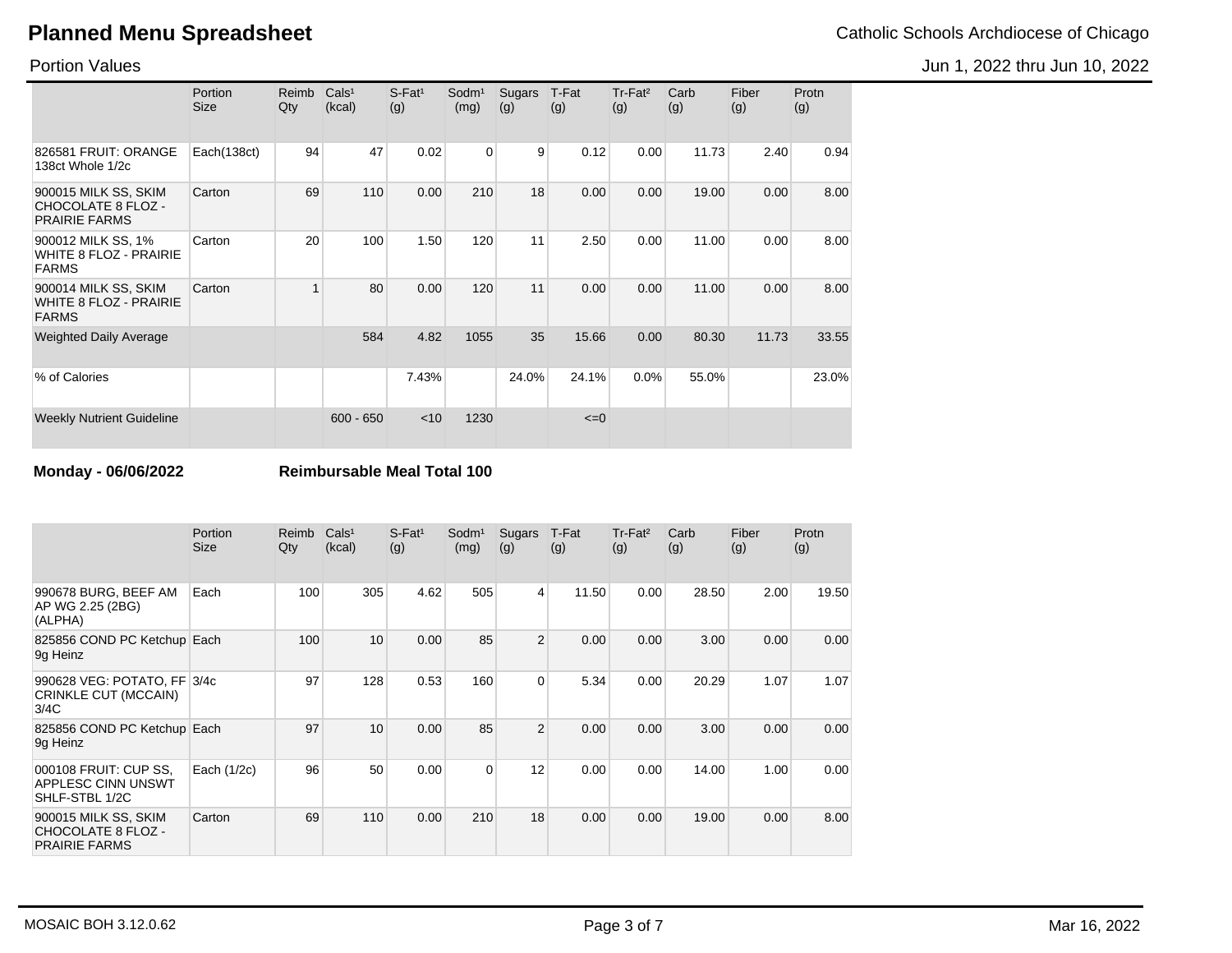# Planned Menu Spreadsheet

Catholic Schools Archdiocese of Chicago

Portion Values

Jun 1, 2022 thru Jun 10, 2022

| | Portion Size | Reimb Qty | Cals[1] (kcal) | S-Fat[1] (g) | Sodm[1] (mg) | Sugars (g) | T-Fat (g) | Tr-Fat[2] (g) | Carb (g) | Fiber (g) | Protn (g) |
|---|---|---|---|---|---|---|---|---|---|---|---|
| 826581 FRUIT: ORANGE 138ct Whole 1/2c | Each(138ct) | 94 | 47 | 0.02 | 0 | 9 | 0.12 | 0.00 | 11.73 | 2.40 | 0.94 |
| 900015 MILK SS, SKIM CHOCOLATE 8 FLOZ - PRAIRIE FARMS | Carton | 69 | 110 | 0.00 | 210 | 18 | 0.00 | 0.00 | 19.00 | 0.00 | 8.00 |
| 900012 MILK SS, 1% WHITE 8 FLOZ - PRAIRIE FARMS | Carton | 20 | 100 | 1.50 | 120 | 11 | 2.50 | 0.00 | 11.00 | 0.00 | 8.00 |
| 900014 MILK SS, SKIM WHITE 8 FLOZ - PRAIRIE FARMS | Carton | 1 | 80 | 0.00 | 120 | 11 | 0.00 | 0.00 | 11.00 | 0.00 | 8.00 |
| Weighted Daily Average | | | 584 | 4.82 | 1055 | 35 | 15.66 | 0.00 | 80.30 | 11.73 | 33.55 |
| % of Calories | | | | 7.43% | | 24.0% | 24.1% | 0.0% | 55.0% | | 23.0% |
| Weekly Nutrient Guideline | | | 600 - 650 | <10 | 1230 | | <=0 | | | | |

**Monday - 06/06/2022** **Reimbursable Meal Total 100**

| | Portion Size | Reimb Qty | Cals[1] (kcal) | S-Fat[1] (g) | Sodm[1] (mg) | Sugars (g) | T-Fat (g) | Tr-Fat[2] (g) | Carb (g) | Fiber (g) | Protn (g) |
|---|---|---|---|---|---|---|---|---|---|---|---|
| 990678 BURG, BEEF AM AP WG 2.25 (2BG) (ALPHA) | Each | 100 | 305 | 4.62 | 505 | 4 | 11.50 | 0.00 | 28.50 | 2.00 | 19.50 |
| 825856 COND PC Ketchup 9g Heinz | Each | 100 | 10 | 0.00 | 85 | 2 | 0.00 | 0.00 | 3.00 | 0.00 | 0.00 |
| 990628 VEG: POTATO, FF CRINKLE CUT (MCCAIN) 3/4C | 3/4c | 97 | 128 | 0.53 | 160 | 0 | 5.34 | 0.00 | 20.29 | 1.07 | 1.07 |
| 825856 COND PC Ketchup 9g Heinz | Each | 97 | 10 | 0.00 | 85 | 2 | 0.00 | 0.00 | 3.00 | 0.00 | 0.00 |
| 000108 FRUIT: CUP SS, APPLESC CINN UNSWT SHLF-STBL 1/2C | Each (1/2c) | 96 | 50 | 0.00 | 0 | 12 | 0.00 | 0.00 | 14.00 | 1.00 | 0.00 |
| 900015 MILK SS, SKIM CHOCOLATE 8 FLOZ - PRAIRIE FARMS | Carton | 69 | 110 | 0.00 | 210 | 18 | 0.00 | 0.00 | 19.00 | 0.00 | 8.00 |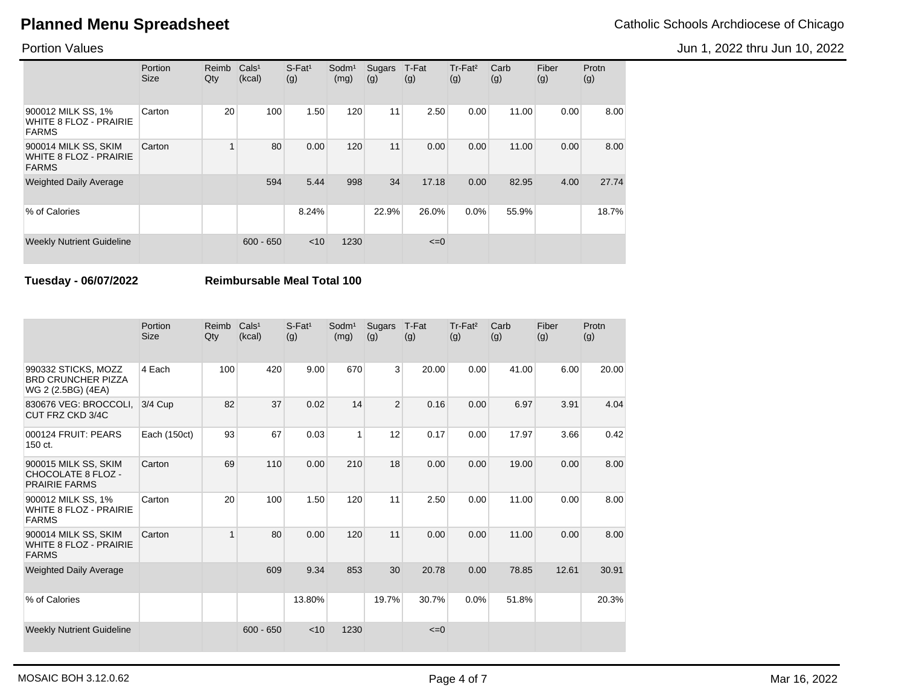# Planned Menu Spreadsheet

Catholic Schools Archdiocese of Chicago

Portion Values

Jun 1, 2022 thru Jun 10, 2022

| | Portion Size | Reimb Qty | Cals¹ (kcal) | S-Fat¹ (g) | Sodm¹ (mg) | Sugars (g) | T-Fat (g) | Tr-Fat² (g) | Carb (g) | Fiber (g) | Protn (g) |
|---|---|---|---|---|---|---|---|---|---|---|---|
| 900012 MILK SS, 1% WHITE 8 FLOZ - PRAIRIE FARMS | Carton | 20 | 100 | 1.50 | 120 | 11 | 2.50 | 0.00 | 11.00 | 0.00 | 8.00 |
| 900014 MILK SS, SKIM WHITE 8 FLOZ - PRAIRIE FARMS | Carton | 1 | 80 | 0.00 | 120 | 11 | 0.00 | 0.00 | 11.00 | 0.00 | 8.00 |
| Weighted Daily Average | | | 594 | 5.44 | 998 | 34 | 17.18 | 0.00 | 82.95 | 4.00 | 27.74 |
| % of Calories | | | | 8.24% | | 22.9% | 26.0% | 0.0% | 55.9% | | 18.7% |
| Weekly Nutrient Guideline | | | 600 - 650 | <10 | 1230 | | <=0 | | | | |

**Tuesday - 06/07/2022** **Reimbursable Meal Total 100**

| | Portion Size | Reimb Qty | Cals¹ (kcal) | S-Fat¹ (g) | Sodm¹ (mg) | Sugars (g) | T-Fat (g) | Tr-Fat² (g) | Carb (g) | Fiber (g) | Protn (g) |
|---|---|---|---|---|---|---|---|---|---|---|---|
| 990332 STICKS, MOZZ BRD CRUNCHER PIZZA WG 2 (2.5BG) (4EA) | 4 Each | 100 | 420 | 9.00 | 670 | 3 | 20.00 | 0.00 | 41.00 | 6.00 | 20.00 |
| 830676 VEG: BROCCOLI, CUT FRZ CKD 3/4C | 3/4 Cup | 82 | 37 | 0.02 | 14 | 2 | 0.16 | 0.00 | 6.97 | 3.91 | 4.04 |
| 000124 FRUIT: PEARS 150 ct. | Each (150ct) | 93 | 67 | 0.03 | 1 | 12 | 0.17 | 0.00 | 17.97 | 3.66 | 0.42 |
| 900015 MILK SS, SKIM CHOCOLATE 8 FLOZ - PRAIRIE FARMS | Carton | 69 | 110 | 0.00 | 210 | 18 | 0.00 | 0.00 | 19.00 | 0.00 | 8.00 |
| 900012 MILK SS, 1% WHITE 8 FLOZ - PRAIRIE FARMS | Carton | 20 | 100 | 1.50 | 120 | 11 | 2.50 | 0.00 | 11.00 | 0.00 | 8.00 |
| 900014 MILK SS, SKIM WHITE 8 FLOZ - PRAIRIE FARMS | Carton | 1 | 80 | 0.00 | 120 | 11 | 0.00 | 0.00 | 11.00 | 0.00 | 8.00 |
| Weighted Daily Average | | | 609 | 9.34 | 853 | 30 | 20.78 | 0.00 | 78.85 | 12.61 | 30.91 |
| % of Calories | | | | 13.80% | | 19.7% | 30.7% | 0.0% | 51.8% | | 20.3% |
| Weekly Nutrient Guideline | | | 600 - 650 | <10 | 1230 | | <=0 | | | | |

MOSAIC BOH 3.12.0.62 — Mar 16, 2022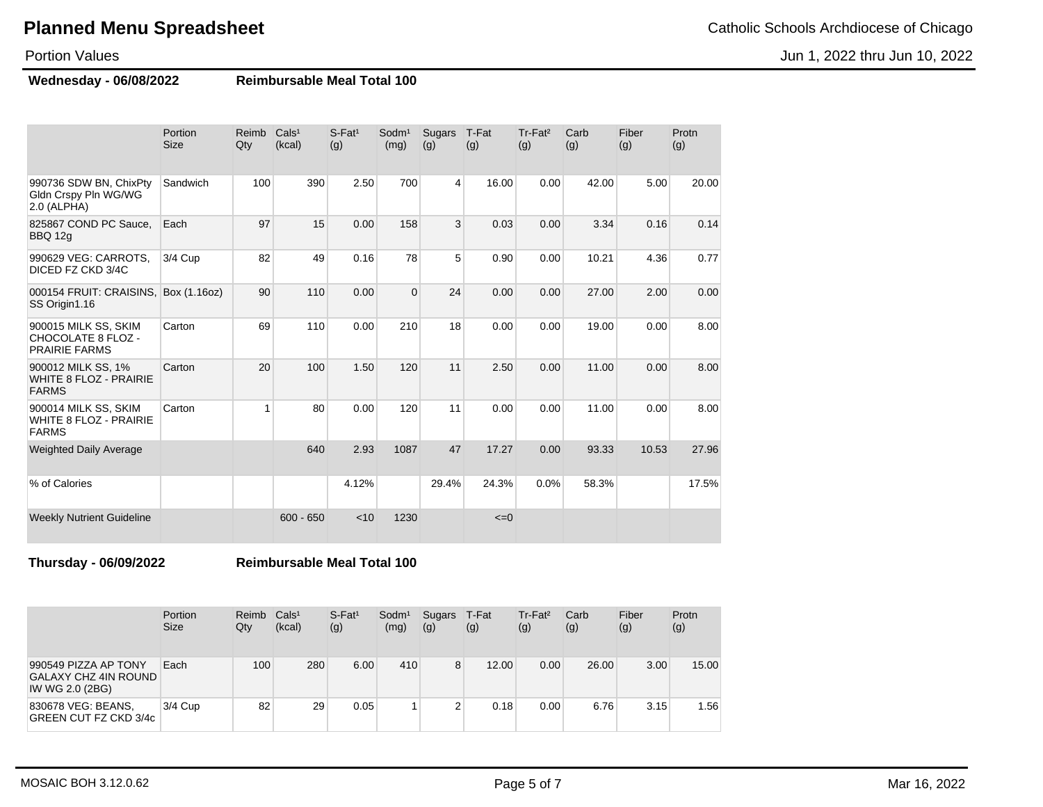# Planned Menu Spreadsheet

Catholic Schools Archdiocese of Chicago

Portion Values

Jun 1, 2022 thru Jun 10, 2022

**Wednesday - 06/08/2022** **Reimbursable Meal Total 100**

| | Portion Size | Reimb Qty | Cals[1] (kcal) | S-Fat[1] (g) | Sodm[1] (mg) | Sugars (g) | T-Fat (g) | Tr-Fat[2] (g) | Carb (g) | Fiber (g) | Protn (g) |
|---|---|---|---|---|---|---|---|---|---|---|---|
| 990736 SDW BN, ChixPty Gldn Crspy Pln WG/WG 2.0 (ALPHA) | Sandwich | 100 | 390 | 2.50 | 700 | 4 | 16.00 | 0.00 | 42.00 | 5.00 | 20.00 |
| 825867 COND PC Sauce, BBQ 12g | Each | 97 | 15 | 0.00 | 158 | 3 | 0.03 | 0.00 | 3.34 | 0.16 | 0.14 |
| 990629 VEG: CARROTS, DICED FZ CKD 3/4C | 3/4 Cup | 82 | 49 | 0.16 | 78 | 5 | 0.90 | 0.00 | 10.21 | 4.36 | 0.77 |
| 000154 FRUIT: CRAISINS, SS Origin1.16 | Box (1.16oz) | 90 | 110 | 0.00 | 0 | 24 | 0.00 | 0.00 | 27.00 | 2.00 | 0.00 |
| 900015 MILK SS, SKIM CHOCOLATE 8 FLOZ - PRAIRIE FARMS | Carton | 69 | 110 | 0.00 | 210 | 18 | 0.00 | 0.00 | 19.00 | 0.00 | 8.00 |
| 900012 MILK SS, 1% WHITE 8 FLOZ - PRAIRIE FARMS | Carton | 20 | 100 | 1.50 | 120 | 11 | 2.50 | 0.00 | 11.00 | 0.00 | 8.00 |
| 900014 MILK SS, SKIM WHITE 8 FLOZ - PRAIRIE FARMS | Carton | 1 | 80 | 0.00 | 120 | 11 | 0.00 | 0.00 | 11.00 | 0.00 | 8.00 |
| Weighted Daily Average | | | 640 | 2.93 | 1087 | 47 | 17.27 | 0.00 | 93.33 | 10.53 | 27.96 |
| % of Calories | | | | 4.12% | | 29.4% | 24.3% | 0.0% | 58.3% | | 17.5% |
| Weekly Nutrient Guideline | | | 600 - 650 | <10 | 1230 | | <=0 | | | | |

**Thursday - 06/09/2022** **Reimbursable Meal Total 100**

| | Portion Size | Reimb Qty | Cals[1] (kcal) | S-Fat[1] (g) | Sodm[1] (mg) | Sugars (g) | T-Fat (g) | Tr-Fat[2] (g) | Carb (g) | Fiber (g) | Protn (g) |
|---|---|---|---|---|---|---|---|---|---|---|---|
| 990549 PIZZA AP TONY GALAXY CHZ 4IN ROUND IW WG 2.0 (2BG) | Each | 100 | 280 | 6.00 | 410 | 8 | 12.00 | 0.00 | 26.00 | 3.00 | 15.00 |
| 830678 VEG: BEANS, GREEN CUT FZ CKD 3/4c | 3/4 Cup | 82 | 29 | 0.05 | 1 | 2 | 0.18 | 0.00 | 6.76 | 3.15 | 1.56 |

MOSAIC BOH 3.12.0.62

Mar 16, 2022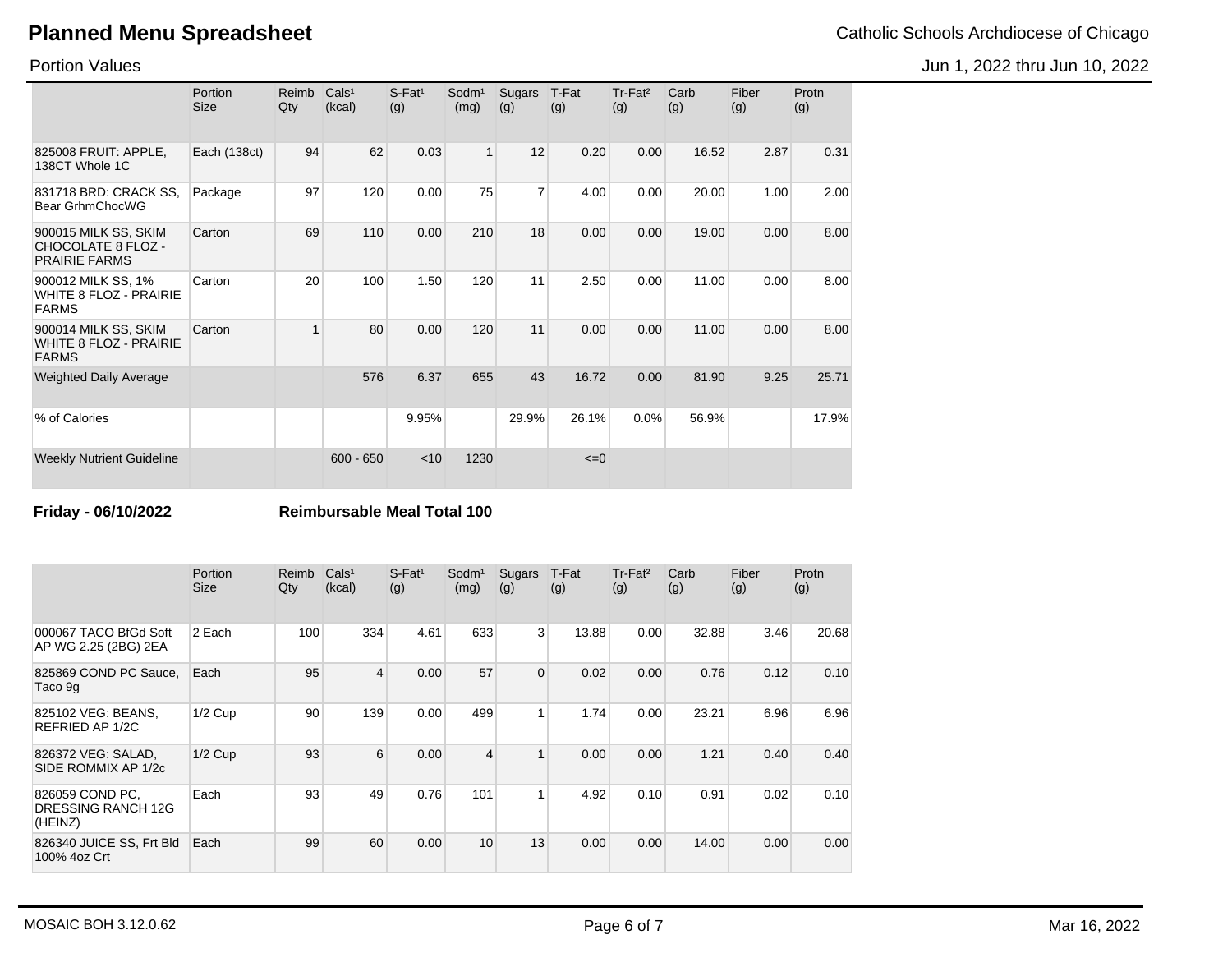# Planned Menu Spreadsheet

Catholic Schools Archdiocese of Chicago

Portion Values

Jun 1, 2022 thru Jun 10, 2022

| | Portion Size | Reimb Qty | Cals[1] (kcal) | S-Fat[1] (g) | Sodm[1] (mg) | Sugars (g) | T-Fat (g) | Tr-Fat[2] (g) | Carb (g) | Fiber (g) | Protn (g) |
|---|---|---|---|---|---|---|---|---|---|---|---|
| 825008 FRUIT: APPLE, 138CT Whole 1C | Each (138ct) | 94 | 62 | 0.03 | 1 | 12 | 0.20 | 0.00 | 16.52 | 2.87 | 0.31 |
| 831718 BRD: CRACK SS, Bear GrhmChocWG | Package | 97 | 120 | 0.00 | 75 | 7 | 4.00 | 0.00 | 20.00 | 1.00 | 2.00 |
| 900015 MILK SS, SKIM CHOCOLATE 8 FLOZ - PRAIRIE FARMS | Carton | 69 | 110 | 0.00 | 210 | 18 | 0.00 | 0.00 | 19.00 | 0.00 | 8.00 |
| 900012 MILK SS, 1% WHITE 8 FLOZ - PRAIRIE FARMS | Carton | 20 | 100 | 1.50 | 120 | 11 | 2.50 | 0.00 | 11.00 | 0.00 | 8.00 |
| 900014 MILK SS, SKIM WHITE 8 FLOZ - PRAIRIE FARMS | Carton | 1 | 80 | 0.00 | 120 | 11 | 0.00 | 0.00 | 11.00 | 0.00 | 8.00 |
| Weighted Daily Average | | | 576 | 6.37 | 655 | 43 | 16.72 | 0.00 | 81.90 | 9.25 | 25.71 |
| % of Calories | | | | 9.95% | | 29.9% | 26.1% | 0.0% | 56.9% | | 17.9% |
| Weekly Nutrient Guideline | | | 600 - 650 | <10 | 1230 | | <=0 | | | | |

**Friday - 06/10/2022** **Reimbursable Meal Total 100**

| | Portion Size | Reimb Qty | Cals[1] (kcal) | S-Fat[1] (g) | Sodm[1] (mg) | Sugars (g) | T-Fat (g) | Tr-Fat[2] (g) | Carb (g) | Fiber (g) | Protn (g) |
|---|---|---|---|---|---|---|---|---|---|---|---|
| 000067 TACO BfGd Soft AP WG 2.25 (2BG) 2EA | 2 Each | 100 | 334 | 4.61 | 633 | 3 | 13.88 | 0.00 | 32.88 | 3.46 | 20.68 |
| 825869 COND PC Sauce, Taco 9g | Each | 95 | 4 | 0.00 | 57 | 0 | 0.02 | 0.00 | 0.76 | 0.12 | 0.10 |
| 825102 VEG: BEANS, REFRIED AP 1/2C | 1/2 Cup | 90 | 139 | 0.00 | 499 | 1 | 1.74 | 0.00 | 23.21 | 6.96 | 6.96 |
| 826372 VEG: SALAD, SIDE ROMMIX AP 1/2c | 1/2 Cup | 93 | 6 | 0.00 | 4 | 1 | 0.00 | 0.00 | 1.21 | 0.40 | 0.40 |
| 826059 COND PC, DRESSING RANCH 12G (HEINZ) | Each | 93 | 49 | 0.76 | 101 | 1 | 4.92 | 0.10 | 0.91 | 0.02 | 0.10 |
| 826340 JUICE SS, Frt Bld 100% 4oz Crt | Each | 99 | 60 | 0.00 | 10 | 13 | 0.00 | 0.00 | 14.00 | 0.00 | 0.00 |

MOSAIC BOH 3.12.0.62 Mar 16, 2022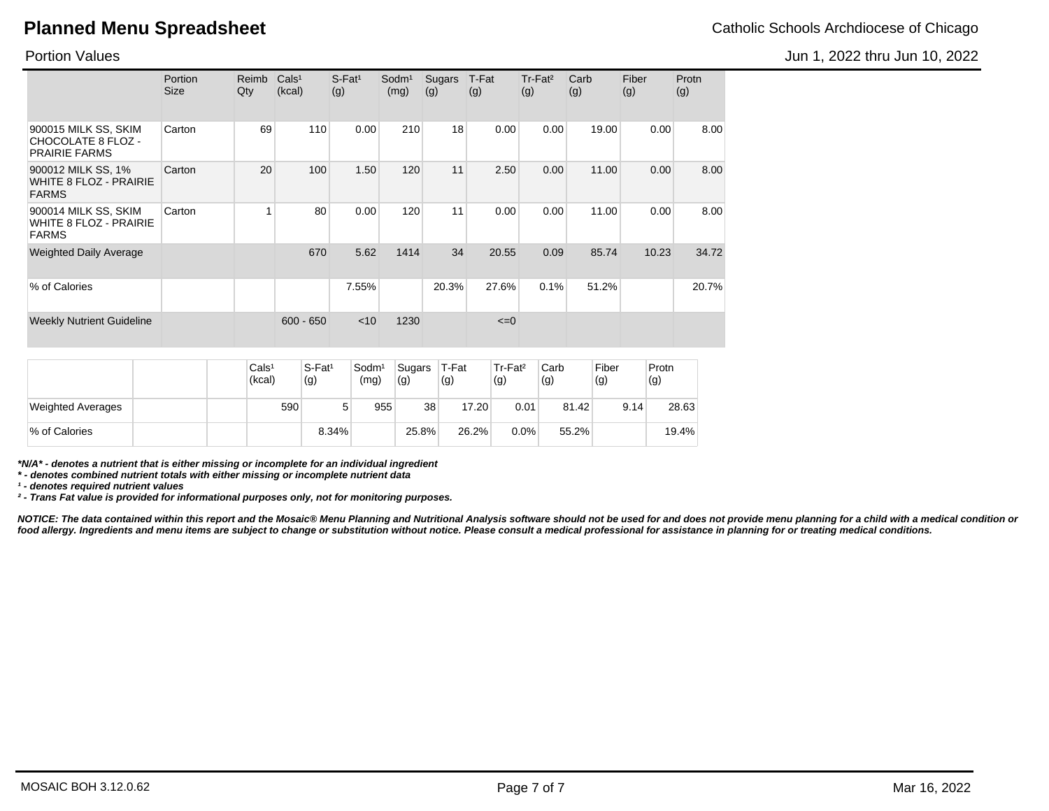# Planned Menu Spreadsheet

Catholic Schools Archdiocese of Chicago

Portion Values

Jun 1, 2022 thru Jun 10, 2022

| | Portion Size | Reimb Qty | Cals¹ (kcal) | S-Fat¹ (g) | Sodm¹ (mg) | Sugars (g) | T-Fat (g) | Tr-Fat² (g) | Carb (g) | Fiber (g) | Protn (g) |
|---|---|---|---|---|---|---|---|---|---|---|---|
| 900015 MILK SS, SKIM CHOCOLATE 8 FLOZ - PRAIRIE FARMS | Carton | 69 | 110 | 0.00 | 210 | 18 | 0.00 | 0.00 | 19.00 | 0.00 | 8.00 |
| 900012 MILK SS, 1% WHITE 8 FLOZ - PRAIRIE FARMS | Carton | 20 | 100 | 1.50 | 120 | 11 | 2.50 | 0.00 | 11.00 | 0.00 | 8.00 |
| 900014 MILK SS, SKIM WHITE 8 FLOZ - PRAIRIE FARMS | Carton | 1 | 80 | 0.00 | 120 | 11 | 0.00 | 0.00 | 11.00 | 0.00 | 8.00 |
| Weighted Daily Average | | | 670 | 5.62 | 1414 | 34 | 20.55 | 0.09 | 85.74 | 10.23 | 34.72 |
| % of Calories | | | | 7.55% | | 20.3% | 27.6% | 0.1% | 51.2% | | 20.7% |
| Weekly Nutrient Guideline | | | 600 - 650 | <10 | 1230 | | <=0 | | | | |

| | | | Cals¹ (kcal) | S-Fat¹ (g) | Sodm¹ (mg) | Sugars (g) | T-Fat (g) | Tr-Fat² (g) | Carb (g) | Fiber (g) | Protn (g) |
|---|---|---|---|---|---|---|---|---|---|---|---|
| Weighted Averages | | | 590 | 5 | 955 | 38 | 17.20 | 0.01 | 81.42 | 9.14 | 28.63 |
| % of Calories | | | | 8.34% | | 25.8% | 26.2% | 0.0% | 55.2% | | 19.4% |

***N/A* - denotes a nutrient that is either missing or incomplete for an individual ingredient***

***\* - denotes combined nutrient totals with either missing or incomplete nutrient data***

***¹ - denotes required nutrient values***

***² - Trans Fat value is provided for informational purposes only, not for monitoring purposes.***

***NOTICE: The data contained within this report and the Mosaic® Menu Planning and Nutritional Analysis software should not be used for and does not provide menu planning for a child with a medical condition or food allergy. Ingredients and menu items are subject to change or substitution without notice. Please consult a medical professional for assistance in planning for or treating medical conditions.***

MOSAIC BOH 3.12.0.62

Mar 16, 2022